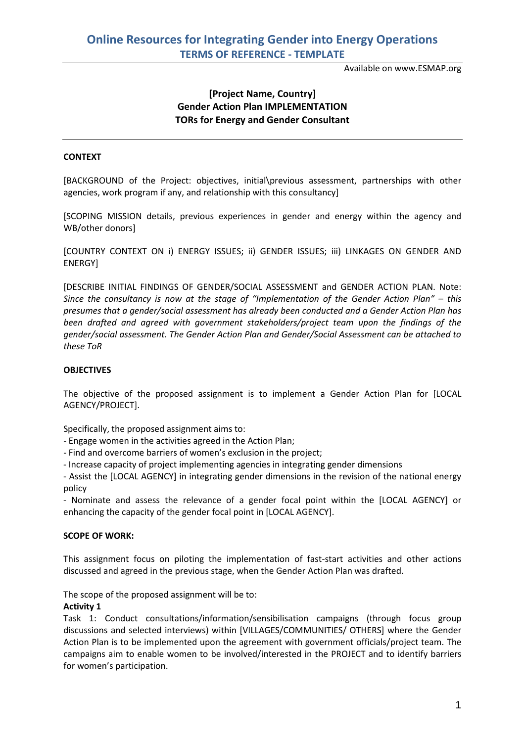# Online Resources for Integrating Gender into Energy Operations

## TERMS OF REFERENCE - TEMPLATE

Available on www.ESMAP.org

**[Project Name, Country]**
**Gender Action Plan IMPLEMENTATION**
**TORs for Energy and Gender Consultant**

---

**CONTEXT**

[BACKGROUND of the Project: objectives, initial\previous assessment, partnerships with other agencies, work program if any, and relationship with this consultancy]

[SCOPING MISSION details, previous experiences in gender and energy within the agency and WB/other donors]

[COUNTRY CONTEXT ON i) ENERGY ISSUES; ii) GENDER ISSUES; iii) LINKAGES ON GENDER AND ENERGY]

[DESCRIBE INITIAL FINDINGS OF GENDER/SOCIAL ASSESSMENT and GENDER ACTION PLAN. Note: *Since the consultancy is now at the stage of "Implementation of the Gender Action Plan" – this presumes that a gender/social assessment has already been conducted and a Gender Action Plan has been drafted and agreed with government stakeholders/project team upon the findings of the gender/social assessment. The Gender Action Plan and Gender/Social Assessment can be attached to these ToR*

**OBJECTIVES**

The objective of the proposed assignment is to implement a Gender Action Plan for [LOCAL AGENCY/PROJECT].

Specifically, the proposed assignment aims to:

- Engage women in the activities agreed in the Action Plan;
- Find and overcome barriers of women's exclusion in the project;
- Increase capacity of project implementing agencies in integrating gender dimensions
- Assist the [LOCAL AGENCY] in integrating gender dimensions in the revision of the national energy policy
- Nominate and assess the relevance of a gender focal point within the [LOCAL AGENCY] or enhancing the capacity of the gender focal point in [LOCAL AGENCY].

**SCOPE OF WORK:**

This assignment focus on piloting the implementation of fast-start activities and other actions discussed and agreed in the previous stage, when the Gender Action Plan was drafted.

The scope of the proposed assignment will be to:

**Activity 1**

Task 1: Conduct consultations/information/sensibilisation campaigns (through focus group discussions and selected interviews) within [VILLAGES/COMMUNITIES/ OTHERS] where the Gender Action Plan is to be implemented upon the agreement with government officials/project team. The campaigns aim to enable women to be involved/interested in the PROJECT and to identify barriers for women's participation.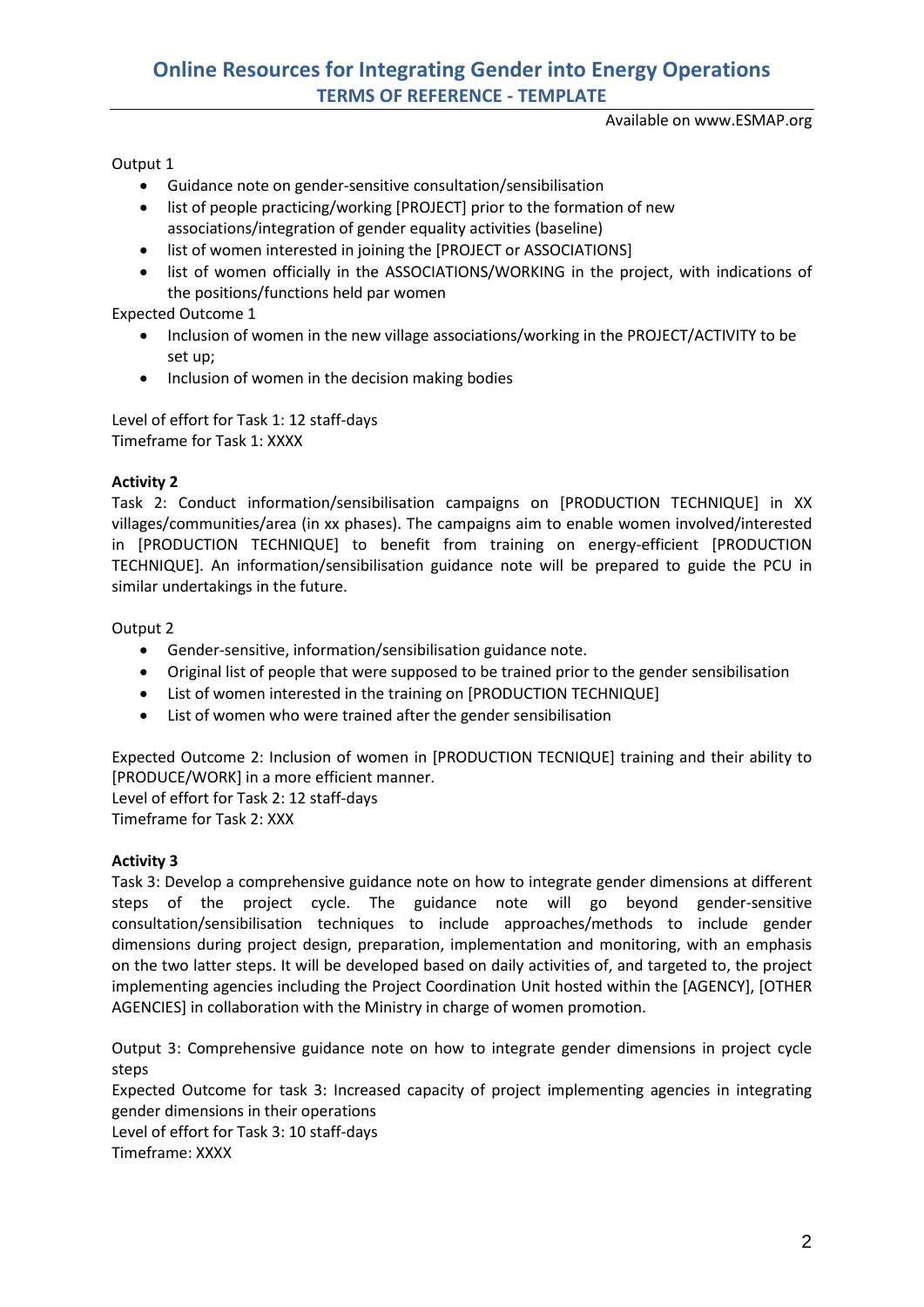Output 1

- Guidance note on gender-sensitive consultation/sensibilisation
- list of people practicing/working [PROJECT] prior to the formation of new associations/integration of gender equality activities (baseline)
- list of women interested in joining the [PROJECT or ASSOCIATIONS]
- list of women officially in the ASSOCIATIONS/WORKING in the project, with indications of the positions/functions held par women

Expected Outcome 1

- Inclusion of women in the new village associations/working in the PROJECT/ACTIVITY to be set up;
- Inclusion of women in the decision making bodies

Level of effort for Task 1: 12 staff-days
Timeframe for Task 1: XXXX

**Activity 2**

Task 2: Conduct information/sensibilisation campaigns on [PRODUCTION TECHNIQUE] in XX villages/communities/area (in xx phases). The campaigns aim to enable women involved/interested in [PRODUCTION TECHNIQUE] to benefit from training on energy-efficient [PRODUCTION TECHNIQUE]. An information/sensibilisation guidance note will be prepared to guide the PCU in similar undertakings in the future.

Output 2

- Gender-sensitive, information/sensibilisation guidance note.
- Original list of people that were supposed to be trained prior to the gender sensibilisation
- List of women interested in the training on [PRODUCTION TECHNIQUE]
- List of women who were trained after the gender sensibilisation

Expected Outcome 2: Inclusion of women in [PRODUCTION TECNIQUE] training and their ability to [PRODUCE/WORK] in a more efficient manner.
Level of effort for Task 2: 12 staff-days
Timeframe for Task 2: XXX

**Activity 3**

Task 3: Develop a comprehensive guidance note on how to integrate gender dimensions at different steps of the project cycle. The guidance note will go beyond gender-sensitive consultation/sensibilisation techniques to include approaches/methods to include gender dimensions during project design, preparation, implementation and monitoring, with an emphasis on the two latter steps. It will be developed based on daily activities of, and targeted to, the project implementing agencies including the Project Coordination Unit hosted within the [AGENCY], [OTHER AGENCIES] in collaboration with the Ministry in charge of women promotion.

Output 3: Comprehensive guidance note on how to integrate gender dimensions in project cycle steps
Expected Outcome for task 3: Increased capacity of project implementing agencies in integrating gender dimensions in their operations
Level of effort for Task 3: 10 staff-days
Timeframe: XXXX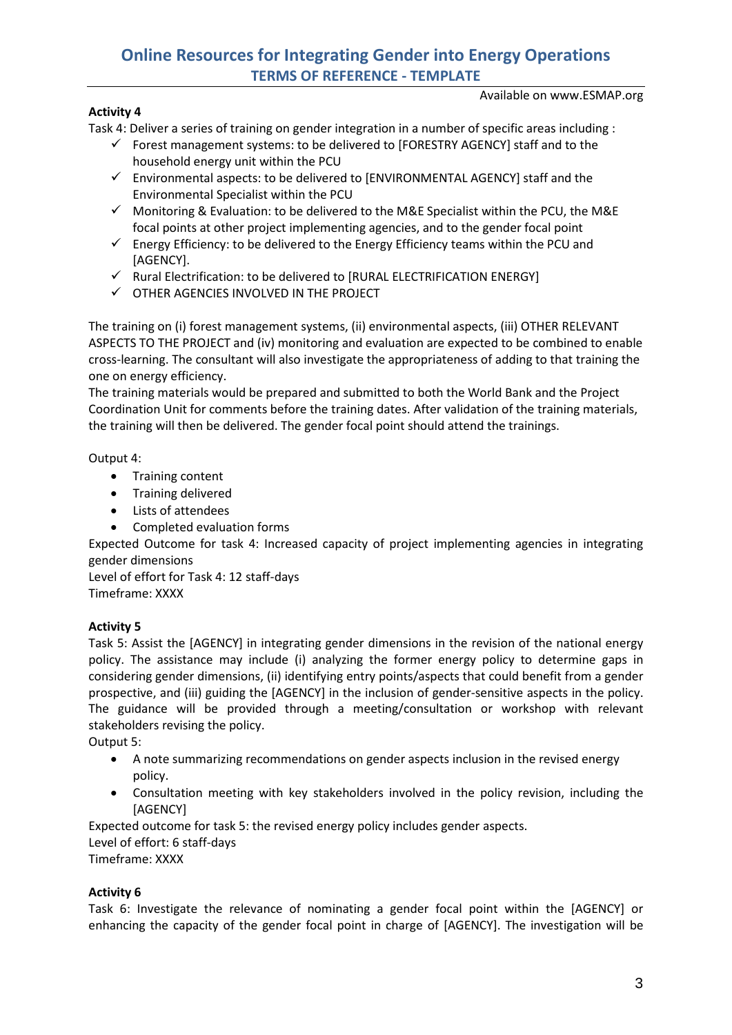**Activity 4**

Task 4: Deliver a series of training on gender integration in a number of specific areas including :

- ✓ Forest management systems: to be delivered to [FORESTRY AGENCY] staff and to the household energy unit within the PCU
- ✓ Environmental aspects: to be delivered to [ENVIRONMENTAL AGENCY] staff and the Environmental Specialist within the PCU
- ✓ Monitoring & Evaluation: to be delivered to the M&E Specialist within the PCU, the M&E focal points at other project implementing agencies, and to the gender focal point
- ✓ Energy Efficiency: to be delivered to the Energy Efficiency teams within the PCU and [AGENCY].
- ✓ Rural Electrification: to be delivered to [RURAL ELECTRIFICATION ENERGY]
- ✓ OTHER AGENCIES INVOLVED IN THE PROJECT

The training on (i) forest management systems, (ii) environmental aspects, (iii) OTHER RELEVANT ASPECTS TO THE PROJECT and (iv) monitoring and evaluation are expected to be combined to enable cross-learning. The consultant will also investigate the appropriateness of adding to that training the one on energy efficiency.

The training materials would be prepared and submitted to both the World Bank and the Project Coordination Unit for comments before the training dates. After validation of the training materials, the training will then be delivered. The gender focal point should attend the trainings.

Output 4:

- Training content
- Training delivered
- Lists of attendees
- Completed evaluation forms

Expected Outcome for task 4: Increased capacity of project implementing agencies in integrating gender dimensions

Level of effort for Task 4: 12 staff-days

Timeframe: XXXX

**Activity 5**

Task 5: Assist the [AGENCY] in integrating gender dimensions in the revision of the national energy policy. The assistance may include (i) analyzing the former energy policy to determine gaps in considering gender dimensions, (ii) identifying entry points/aspects that could benefit from a gender prospective, and (iii) guiding the [AGENCY] in the inclusion of gender-sensitive aspects in the policy. The guidance will be provided through a meeting/consultation or workshop with relevant stakeholders revising the policy.

Output 5:

- A note summarizing recommendations on gender aspects inclusion in the revised energy policy.
- Consultation meeting with key stakeholders involved in the policy revision, including the [AGENCY]

Expected outcome for task 5: the revised energy policy includes gender aspects.

Level of effort: 6 staff-days

Timeframe: XXXX

**Activity 6**

Task 6: Investigate the relevance of nominating a gender focal point within the [AGENCY] or enhancing the capacity of the gender focal point in charge of [AGENCY]. The investigation will be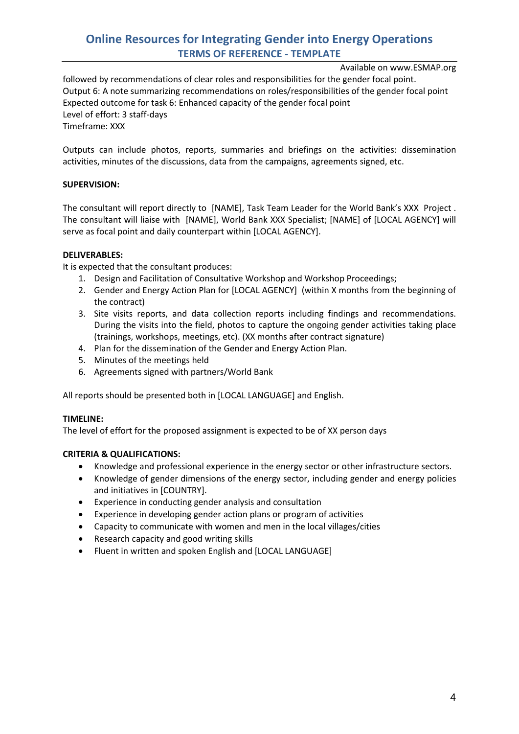followed by recommendations of clear roles and responsibilities for the gender focal point.
Output 6: A note summarizing recommendations on roles/responsibilities of the gender focal point
Expected outcome for task 6: Enhanced capacity of the gender focal point
Level of effort: 3 staff-days
Timeframe: XXX

Outputs can include photos, reports, summaries and briefings on the activities: dissemination activities, minutes of the discussions, data from the campaigns, agreements signed, etc.

**SUPERVISION:**

The consultant will report directly to [NAME], Task Team Leader for the World Bank's XXX Project . The consultant will liaise with [NAME], World Bank XXX Specialist; [NAME] of [LOCAL AGENCY] will serve as focal point and daily counterpart within [LOCAL AGENCY].

**DELIVERABLES:**

It is expected that the consultant produces:

1. Design and Facilitation of Consultative Workshop and Workshop Proceedings;
2. Gender and Energy Action Plan for [LOCAL AGENCY] (within X months from the beginning of the contract)
3. Site visits reports, and data collection reports including findings and recommendations. During the visits into the field, photos to capture the ongoing gender activities taking place (trainings, workshops, meetings, etc). (XX months after contract signature)
4. Plan for the dissemination of the Gender and Energy Action Plan.
5. Minutes of the meetings held
6. Agreements signed with partners/World Bank

All reports should be presented both in [LOCAL LANGUAGE] and English.

**TIMELINE:**

The level of effort for the proposed assignment is expected to be of XX person days

**CRITERIA & QUALIFICATIONS:**

- Knowledge and professional experience in the energy sector or other infrastructure sectors.
- Knowledge of gender dimensions of the energy sector, including gender and energy policies and initiatives in [COUNTRY].
- Experience in conducting gender analysis and consultation
- Experience in developing gender action plans or program of activities
- Capacity to communicate with women and men in the local villages/cities
- Research capacity and good writing skills
- Fluent in written and spoken English and [LOCAL LANGUAGE]